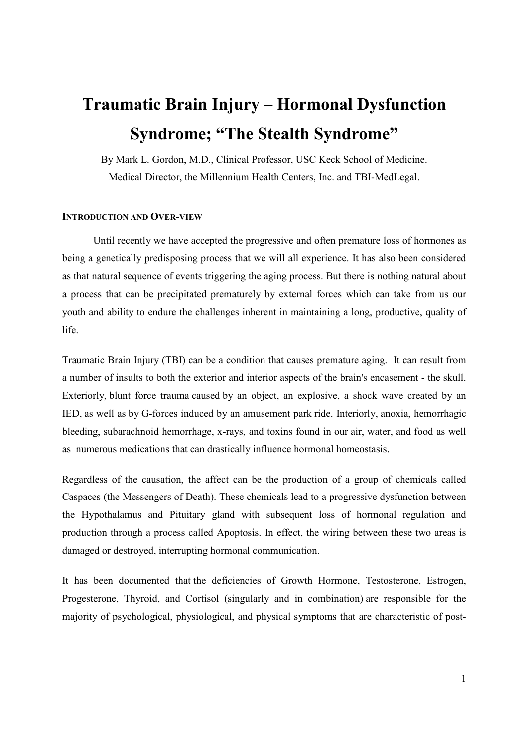# Traumatic Brain Injury – Hormonal Dysfunction Syndrome; "The Stealth Syndrome"

By Mark L. Gordon, M.D., Clinical Professor, USC Keck School of Medicine.
Medical Director, the Millennium Health Centers, Inc. and TBI-MedLegal.

## INTRODUCTION AND OVER-VIEW

Until recently we have accepted the progressive and often premature loss of hormones as being a genetically predisposing process that we will all experience. It has also been considered as that natural sequence of events triggering the aging process. But there is nothing natural about a process that can be precipitated prematurely by external forces which can take from us our youth and ability to endure the challenges inherent in maintaining a long, productive, quality of life.

Traumatic Brain Injury (TBI) can be a condition that causes premature aging. It can result from a number of insults to both the exterior and interior aspects of the brain's encasement - the skull. Exteriorly, blunt force trauma caused by an object, an explosive, a shock wave created by an IED, as well as by G-forces induced by an amusement park ride. Interiorly, anoxia, hemorrhagic bleeding, subarachnoid hemorrhage, x-rays, and toxins found in our air, water, and food as well as numerous medications that can drastically influence hormonal homeostasis.

Regardless of the causation, the affect can be the production of a group of chemicals called Caspaces (the Messengers of Death). These chemicals lead to a progressive dysfunction between the Hypothalamus and Pituitary gland with subsequent loss of hormonal regulation and production through a process called Apoptosis. In effect, the wiring between these two areas is damaged or destroyed, interrupting hormonal communication.

It has been documented that the deficiencies of Growth Hormone, Testosterone, Estrogen, Progesterone, Thyroid, and Cortisol (singularly and in combination) are responsible for the majority of psychological, physiological, and physical symptoms that are characteristic of post-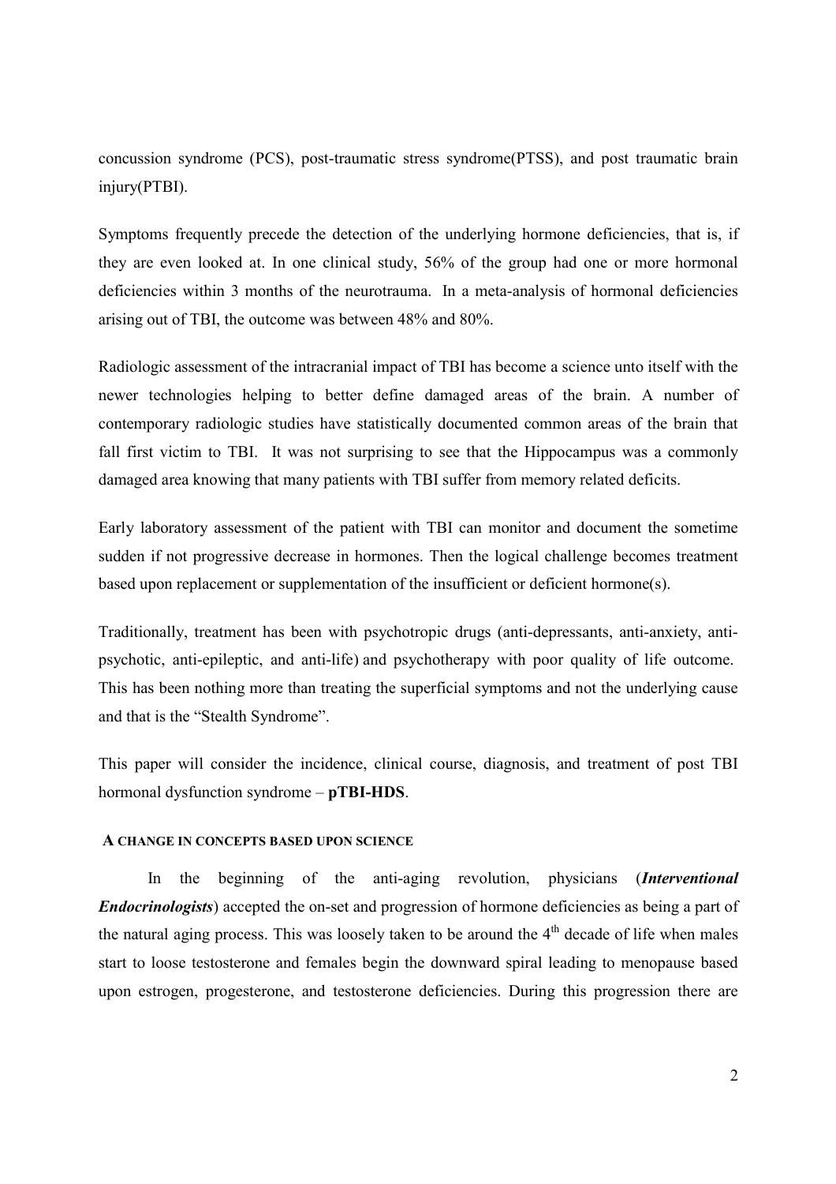concussion syndrome (PCS), post-traumatic stress syndrome(PTSS), and post traumatic brain injury(PTBI).

Symptoms frequently precede the detection of the underlying hormone deficiencies, that is, if they are even looked at. In one clinical study, 56% of the group had one or more hormonal deficiencies within 3 months of the neurotrauma. In a meta-analysis of hormonal deficiencies arising out of TBI, the outcome was between 48% and 80%.

Radiologic assessment of the intracranial impact of TBI has become a science unto itself with the newer technologies helping to better define damaged areas of the brain. A number of contemporary radiologic studies have statistically documented common areas of the brain that fall first victim to TBI. It was not surprising to see that the Hippocampus was a commonly damaged area knowing that many patients with TBI suffer from memory related deficits.

Early laboratory assessment of the patient with TBI can monitor and document the sometime sudden if not progressive decrease in hormones. Then the logical challenge becomes treatment based upon replacement or supplementation of the insufficient or deficient hormone(s).

Traditionally, treatment has been with psychotropic drugs (anti-depressants, anti-anxiety, anti-psychotic, anti-epileptic, and anti-life) and psychotherapy with poor quality of life outcome. This has been nothing more than treating the superficial symptoms and not the underlying cause and that is the "Stealth Syndrome".

This paper will consider the incidence, clinical course, diagnosis, and treatment of post TBI hormonal dysfunction syndrome – **pTBI-HDS**.

## A CHANGE IN CONCEPTS BASED UPON SCIENCE

In the beginning of the anti-aging revolution, physicians (***Interventional Endocrinologists***) accepted the on-set and progression of hormone deficiencies as being a part of the natural aging process. This was loosely taken to be around the 4th decade of life when males start to loose testosterone and females begin the downward spiral leading to menopause based upon estrogen, progesterone, and testosterone deficiencies. During this progression there are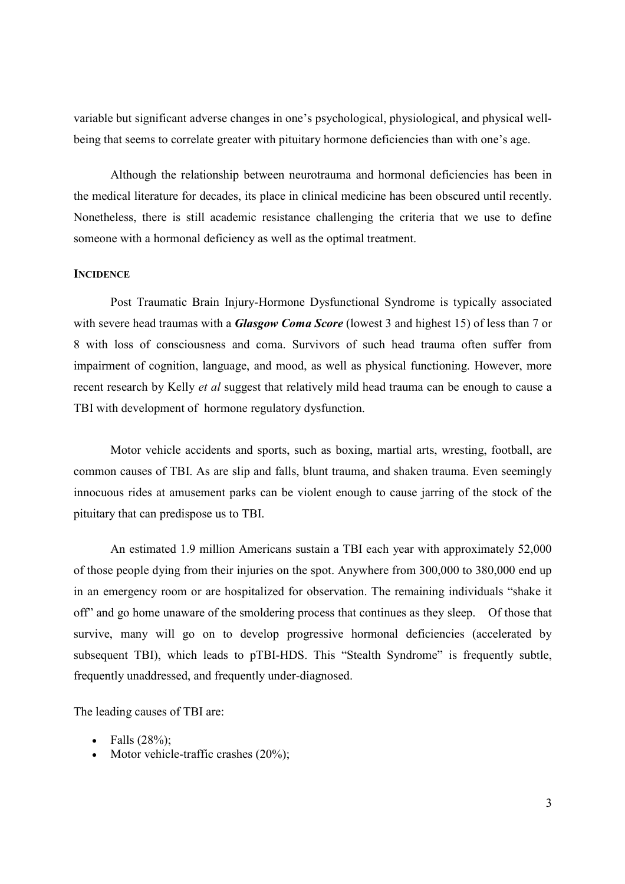variable but significant adverse changes in one's psychological, physiological, and physical well-being that seems to correlate greater with pituitary hormone deficiencies than with one's age.

Although the relationship between neurotrauma and hormonal deficiencies has been in the medical literature for decades, its place in clinical medicine has been obscured until recently. Nonetheless, there is still academic resistance challenging the criteria that we use to define someone with a hormonal deficiency as well as the optimal treatment.

## **INCIDENCE**

Post Traumatic Brain Injury-Hormone Dysfunctional Syndrome is typically associated with severe head traumas with a ***Glasgow Coma Score*** (lowest 3 and highest 15) of less than 7 or 8 with loss of consciousness and coma. Survivors of such head trauma often suffer from impairment of cognition, language, and mood, as well as physical functioning. However, more recent research by Kelly *et al* suggest that relatively mild head trauma can be enough to cause a TBI with development of hormone regulatory dysfunction.

Motor vehicle accidents and sports, such as boxing, martial arts, wresting, football, are common causes of TBI. As are slip and falls, blunt trauma, and shaken trauma. Even seemingly innocuous rides at amusement parks can be violent enough to cause jarring of the stock of the pituitary that can predispose us to TBI.

An estimated 1.9 million Americans sustain a TBI each year with approximately 52,000 of those people dying from their injuries on the spot. Anywhere from 300,000 to 380,000 end up in an emergency room or are hospitalized for observation. The remaining individuals "shake it off" and go home unaware of the smoldering process that continues as they sleep. Of those that survive, many will go on to develop progressive hormonal deficiencies (accelerated by subsequent TBI), which leads to pTBI-HDS. This "Stealth Syndrome" is frequently subtle, frequently unaddressed, and frequently under-diagnosed.

The leading causes of TBI are:

- Falls (28%);
- Motor vehicle-traffic crashes (20%);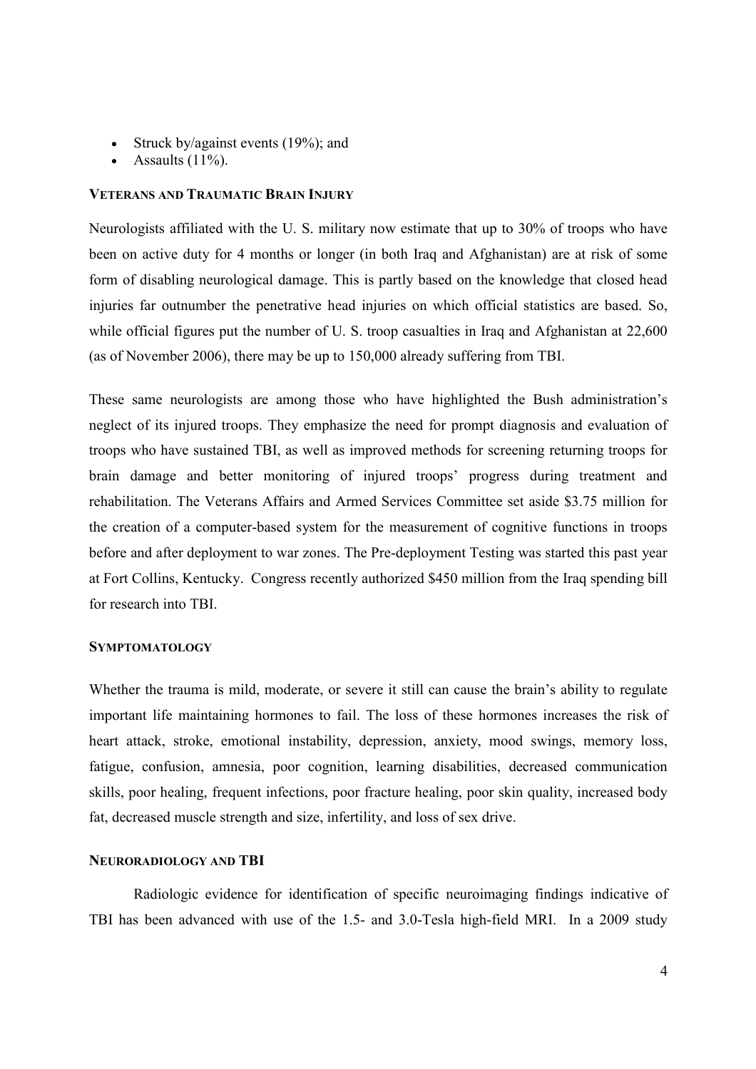- Struck by/against events (19%); and
- Assaults (11%).

### VETERANS AND TRAUMATIC BRAIN INJURY

Neurologists affiliated with the U. S. military now estimate that up to 30% of troops who have been on active duty for 4 months or longer (in both Iraq and Afghanistan) are at risk of some form of disabling neurological damage. This is partly based on the knowledge that closed head injuries far outnumber the penetrative head injuries on which official statistics are based. So, while official figures put the number of U. S. troop casualties in Iraq and Afghanistan at 22,600 (as of November 2006), there may be up to 150,000 already suffering from TBI.

These same neurologists are among those who have highlighted the Bush administration's neglect of its injured troops. They emphasize the need for prompt diagnosis and evaluation of troops who have sustained TBI, as well as improved methods for screening returning troops for brain damage and better monitoring of injured troops' progress during treatment and rehabilitation. The Veterans Affairs and Armed Services Committee set aside \$3.75 million for the creation of a computer-based system for the measurement of cognitive functions in troops before and after deployment to war zones. The Pre-deployment Testing was started this past year at Fort Collins, Kentucky. Congress recently authorized \$450 million from the Iraq spending bill for research into TBI.

### SYMPTOMATOLOGY

Whether the trauma is mild, moderate, or severe it still can cause the brain's ability to regulate important life maintaining hormones to fail. The loss of these hormones increases the risk of heart attack, stroke, emotional instability, depression, anxiety, mood swings, memory loss, fatigue, confusion, amnesia, poor cognition, learning disabilities, decreased communication skills, poor healing, frequent infections, poor fracture healing, poor skin quality, increased body fat, decreased muscle strength and size, infertility, and loss of sex drive.

### NEURORADIOLOGY AND TBI

Radiologic evidence for identification of specific neuroimaging findings indicative of TBI has been advanced with use of the 1.5- and 3.0-Tesla high-field MRI. In a 2009 study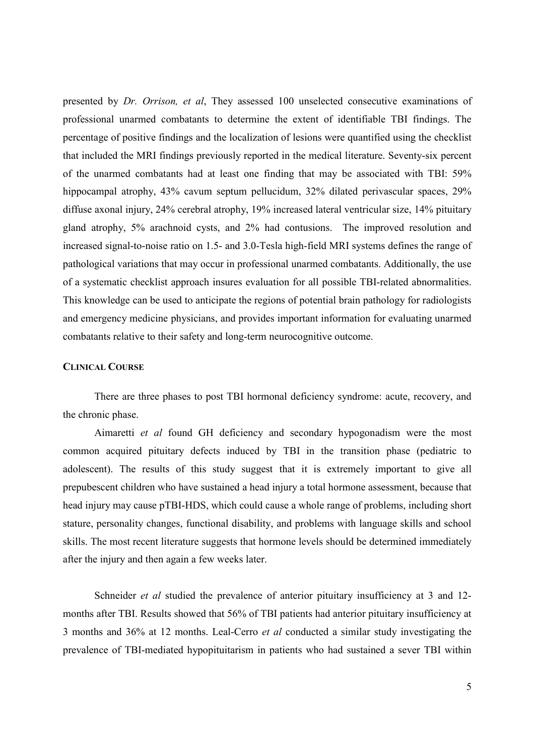presented by *Dr. Orrison, et al*, They assessed 100 unselected consecutive examinations of professional unarmed combatants to determine the extent of identifiable TBI findings. The percentage of positive findings and the localization of lesions were quantified using the checklist that included the MRI findings previously reported in the medical literature. Seventy-six percent of the unarmed combatants had at least one finding that may be associated with TBI: 59% hippocampal atrophy, 43% cavum septum pellucidum, 32% dilated perivascular spaces, 29% diffuse axonal injury, 24% cerebral atrophy, 19% increased lateral ventricular size, 14% pituitary gland atrophy, 5% arachnoid cysts, and 2% had contusions. The improved resolution and increased signal-to-noise ratio on 1.5- and 3.0-Tesla high-field MRI systems defines the range of pathological variations that may occur in professional unarmed combatants. Additionally, the use of a systematic checklist approach insures evaluation for all possible TBI-related abnormalities. This knowledge can be used to anticipate the regions of potential brain pathology for radiologists and emergency medicine physicians, and provides important information for evaluating unarmed combatants relative to their safety and long-term neurocognitive outcome.

## CLINICAL COURSE

There are three phases to post TBI hormonal deficiency syndrome: acute, recovery, and the chronic phase.

Aimaretti *et al* found GH deficiency and secondary hypogonadism were the most common acquired pituitary defects induced by TBI in the transition phase (pediatric to adolescent). The results of this study suggest that it is extremely important to give all prepubescent children who have sustained a head injury a total hormone assessment, because that head injury may cause pTBI-HDS, which could cause a whole range of problems, including short stature, personality changes, functional disability, and problems with language skills and school skills. The most recent literature suggests that hormone levels should be determined immediately after the injury and then again a few weeks later.

Schneider *et al* studied the prevalence of anterior pituitary insufficiency at 3 and 12-months after TBI. Results showed that 56% of TBI patients had anterior pituitary insufficiency at 3 months and 36% at 12 months. Leal-Cerro *et al* conducted a similar study investigating the prevalence of TBI-mediated hypopituitarism in patients who had sustained a sever TBI within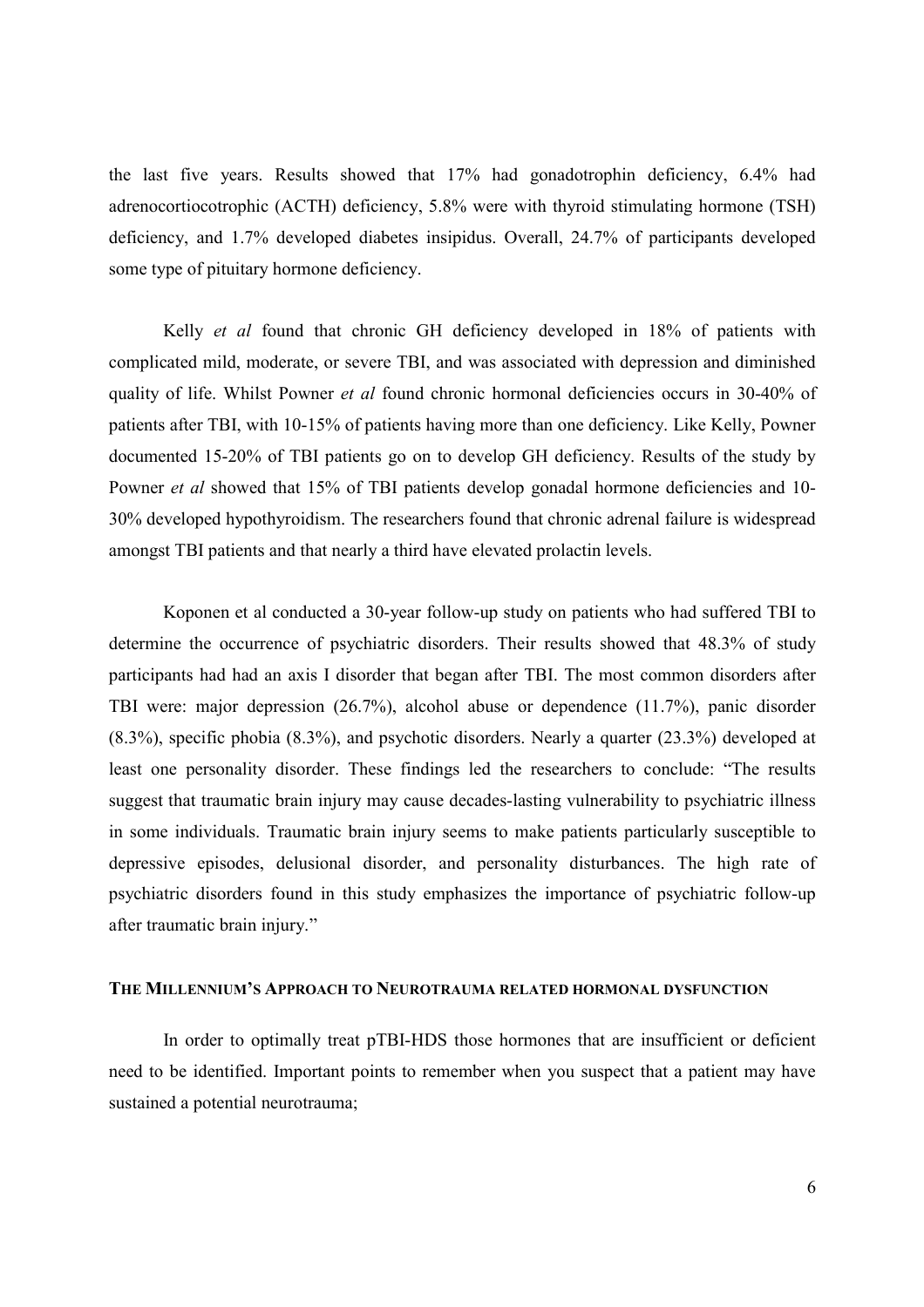the last five years. Results showed that 17% had gonadotrophin deficiency, 6.4% had adrenocortiocotrophic (ACTH) deficiency, 5.8% were with thyroid stimulating hormone (TSH) deficiency, and 1.7% developed diabetes insipidus. Overall, 24.7% of participants developed some type of pituitary hormone deficiency.

Kelly *et al* found that chronic GH deficiency developed in 18% of patients with complicated mild, moderate, or severe TBI, and was associated with depression and diminished quality of life. Whilst Powner *et al* found chronic hormonal deficiencies occurs in 30-40% of patients after TBI, with 10-15% of patients having more than one deficiency. Like Kelly, Powner documented 15-20% of TBI patients go on to develop GH deficiency. Results of the study by Powner *et al* showed that 15% of TBI patients develop gonadal hormone deficiencies and 10-30% developed hypothyroidism. The researchers found that chronic adrenal failure is widespread amongst TBI patients and that nearly a third have elevated prolactin levels.

Koponen et al conducted a 30-year follow-up study on patients who had suffered TBI to determine the occurrence of psychiatric disorders. Their results showed that 48.3% of study participants had had an axis I disorder that began after TBI. The most common disorders after TBI were: major depression (26.7%), alcohol abuse or dependence (11.7%), panic disorder (8.3%), specific phobia (8.3%), and psychotic disorders. Nearly a quarter (23.3%) developed at least one personality disorder. These findings led the researchers to conclude: "The results suggest that traumatic brain injury may cause decades-lasting vulnerability to psychiatric illness in some individuals. Traumatic brain injury seems to make patients particularly susceptible to depressive episodes, delusional disorder, and personality disturbances. The high rate of psychiatric disorders found in this study emphasizes the importance of psychiatric follow-up after traumatic brain injury."

## THE MILLENNIUM'S APPROACH TO NEUROTRAUMA RELATED HORMONAL DYSFUNCTION

In order to optimally treat pTBI-HDS those hormones that are insufficient or deficient need to be identified. Important points to remember when you suspect that a patient may have sustained a potential neurotrauma;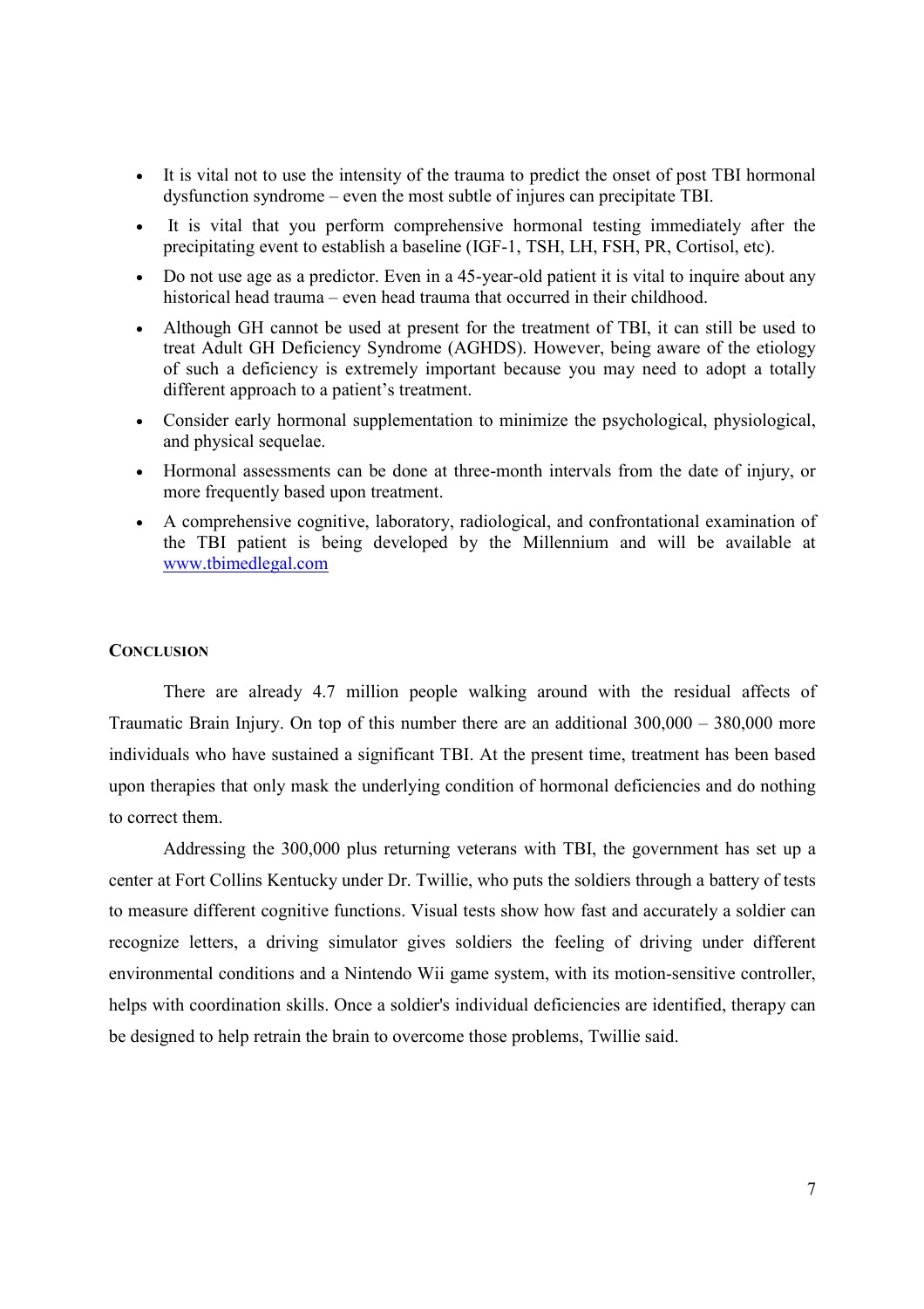- It is vital not to use the intensity of the trauma to predict the onset of post TBI hormonal dysfunction syndrome – even the most subtle of injures can precipitate TBI.
- It is vital that you perform comprehensive hormonal testing immediately after the precipitating event to establish a baseline (IGF-1, TSH, LH, FSH, PR, Cortisol, etc).
- Do not use age as a predictor. Even in a 45-year-old patient it is vital to inquire about any historical head trauma – even head trauma that occurred in their childhood.
- Although GH cannot be used at present for the treatment of TBI, it can still be used to treat Adult GH Deficiency Syndrome (AGHDS). However, being aware of the etiology of such a deficiency is extremely important because you may need to adopt a totally different approach to a patient's treatment.
- Consider early hormonal supplementation to minimize the psychological, physiological, and physical sequelae.
- Hormonal assessments can be done at three-month intervals from the date of injury, or more frequently based upon treatment.
- A comprehensive cognitive, laboratory, radiological, and confrontational examination of the TBI patient is being developed by the Millennium and will be available at www.tbimedlegal.com

## Conclusion

There are already 4.7 million people walking around with the residual affects of Traumatic Brain Injury. On top of this number there are an additional 300,000 – 380,000 more individuals who have sustained a significant TBI. At the present time, treatment has been based upon therapies that only mask the underlying condition of hormonal deficiencies and do nothing to correct them.

Addressing the 300,000 plus returning veterans with TBI, the government has set up a center at Fort Collins Kentucky under Dr. Twillie, who puts the soldiers through a battery of tests to measure different cognitive functions. Visual tests show how fast and accurately a soldier can recognize letters, a driving simulator gives soldiers the feeling of driving under different environmental conditions and a Nintendo Wii game system, with its motion-sensitive controller, helps with coordination skills. Once a soldier's individual deficiencies are identified, therapy can be designed to help retrain the brain to overcome those problems, Twillie said.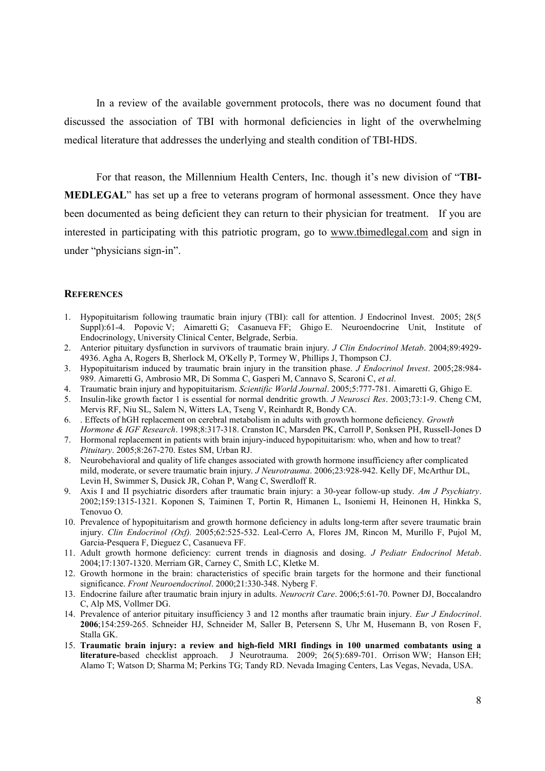In a review of the available government protocols, there was no document found that discussed the association of TBI with hormonal deficiencies in light of the overwhelming medical literature that addresses the underlying and stealth condition of TBI-HDS.

For that reason, the Millennium Health Centers, Inc. though it's new division of "**TBI-MEDLEGAL**" has set up a free to veterans program of hormonal assessment. Once they have been documented as being deficient they can return to their physician for treatment. If you are interested in participating with this patriotic program, go to www.tbimedlegal.com and sign in under "physicians sign-in".

## REFERENCES

1. Hypopituitarism following traumatic brain injury (TBI): call for attention. J Endocrinol Invest. 2005; 28(5 Suppl):61-4. Popovic V; Aimaretti G; Casanueva FF; Ghigo E. Neuroendocrine Unit, Institute of Endocrinology, University Clinical Center, Belgrade, Serbia.
2. Anterior pituitary dysfunction in survivors of traumatic brain injury. *J Clin Endocrinol Metab*. 2004;89:4929-4936. Agha A, Rogers B, Sherlock M, O'Kelly P, Tormey W, Phillips J, Thompson CJ.
3. Hypopituitarism induced by traumatic brain injury in the transition phase. *J Endocrinol Invest*. 2005;28:984-989. Aimaretti G, Ambrosio MR, Di Somma C, Gasperi M, Cannavo S, Scaroni C, *et al*.
4. Traumatic brain injury and hypopituitarism. *Scientific World Journal*. 2005;5:777-781. Aimaretti G, Ghigo E.
5. Insulin-like growth factor 1 is essential for normal dendritic growth. *J Neurosci Res*. 2003;73:1-9. Cheng CM, Mervis RF, Niu SL, Salem N, Witters LA, Tseng V, Reinhardt R, Bondy CA.
6. . Effects of hGH replacement on cerebral metabolism in adults with growth hormone deficiency. *Growth Hormone & IGF Research*. 1998;8:317-318. Cranston IC, Marsden PK, Carroll P, Sonksen PH, Russell-Jones D
7. Hormonal replacement in patients with brain injury-induced hypopituitarism: who, when and how to treat? *Pituitary*. 2005;8:267-270. Estes SM, Urban RJ.
8. Neurobehavioral and quality of life changes associated with growth hormone insufficiency after complicated mild, moderate, or severe traumatic brain injury. *J Neurotrauma*. 2006;23:928-942. Kelly DF, McArthur DL, Levin H, Swimmer S, Dusick JR, Cohan P, Wang C, Swerdloff R.
9. Axis I and II psychiatric disorders after traumatic brain injury: a 30-year follow-up study. *Am J Psychiatry*. 2002;159:1315-1321. Koponen S, Taiminen T, Portin R, Himanen L, Isoniemi H, Heinonen H, Hinkka S, Tenovuo O.
10. Prevalence of hypopituitarism and growth hormone deficiency in adults long-term after severe traumatic brain injury. *Clin Endocrinol (Oxf)*. 2005;62:525-532. Leal-Cerro A, Flores JM, Rincon M, Murillo F, Pujol M, Garcia-Pesquera F, Dieguez C, Casanueva FF.
11. Adult growth hormone deficiency: current trends in diagnosis and dosing. *J Pediatr Endocrinol Metab*. 2004;17:1307-1320. Merriam GR, Carney C, Smith LC, Kletke M.
12. Growth hormone in the brain: characteristics of specific brain targets for the hormone and their functional significance. *Front Neuroendocrinol*. 2000;21:330-348. Nyberg F.
13. Endocrine failure after traumatic brain injury in adults. *Neurocrit Care*. 2006;5:61-70. Powner DJ, Boccalandro C, Alp MS, Vollmer DG.
14. Prevalence of anterior pituitary insufficiency 3 and 12 months after traumatic brain injury. *Eur J Endocrinol*. **2006**;154:259-265. Schneider HJ, Schneider M, Saller B, Petersenn S, Uhr M, Husemann B, von Rosen F, Stalla GK.
15. **Traumatic brain injury: a review and high-field MRI findings in 100 unarmed combatants using a literature-**based checklist approach. J Neurotrauma. 2009; 26(5):689-701. Orrison WW; Hanson EH; Alamo T; Watson D; Sharma M; Perkins TG; Tandy RD. Nevada Imaging Centers, Las Vegas, Nevada, USA.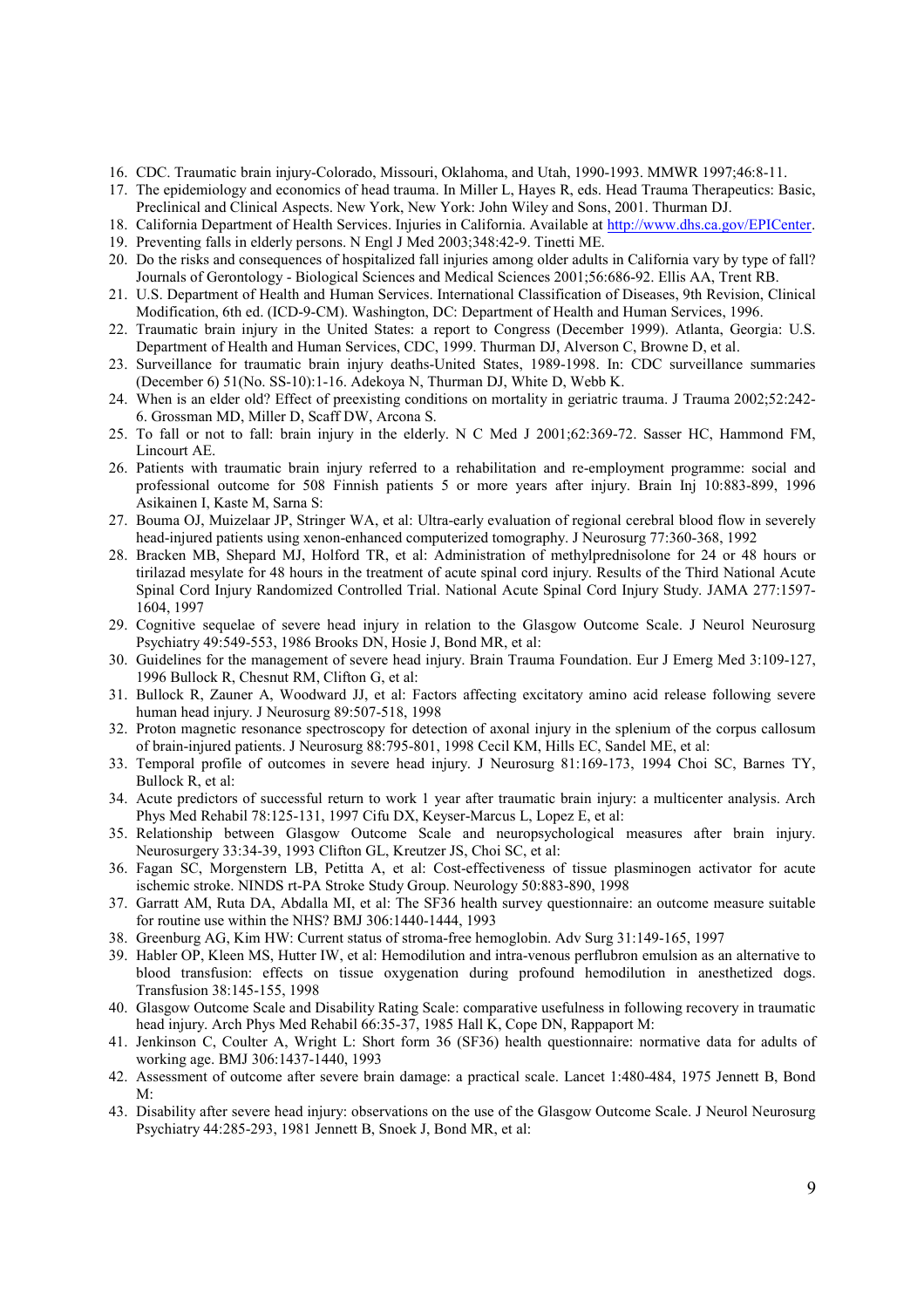16. CDC. Traumatic brain injury-Colorado, Missouri, Oklahoma, and Utah, 1990-1993. MMWR 1997;46:8-11.
17. The epidemiology and economics of head trauma. In Miller L, Hayes R, eds. Head Trauma Therapeutics: Basic, Preclinical and Clinical Aspects. New York, New York: John Wiley and Sons, 2001. Thurman DJ.
18. California Department of Health Services. Injuries in California. Available at http://www.dhs.ca.gov/EPICenter.
19. Preventing falls in elderly persons. N Engl J Med 2003;348:42-9. Tinetti ME.
20. Do the risks and consequences of hospitalized fall injuries among older adults in California vary by type of fall? Journals of Gerontology - Biological Sciences and Medical Sciences 2001;56:686-92. Ellis AA, Trent RB.
21. U.S. Department of Health and Human Services. International Classification of Diseases, 9th Revision, Clinical Modification, 6th ed. (ICD-9-CM). Washington, DC: Department of Health and Human Services, 1996.
22. Traumatic brain injury in the United States: a report to Congress (December 1999). Atlanta, Georgia: U.S. Department of Health and Human Services, CDC, 1999. Thurman DJ, Alverson C, Browne D, et al.
23. Surveillance for traumatic brain injury deaths-United States, 1989-1998. In: CDC surveillance summaries (December 6) 51(No. SS-10):1-16. Adekoya N, Thurman DJ, White D, Webb K.
24. When is an elder old? Effect of preexisting conditions on mortality in geriatric trauma. J Trauma 2002;52:242-6. Grossman MD, Miller D, Scaff DW, Arcona S.
25. To fall or not to fall: brain injury in the elderly. N C Med J 2001;62:369-72. Sasser HC, Hammond FM, Lincourt AE.
26. Patients with traumatic brain injury referred to a rehabilitation and re-employment programme: social and professional outcome for 508 Finnish patients 5 or more years after injury. Brain Inj 10:883-899, 1996 Asikainen I, Kaste M, Sarna S:
27. Bouma OJ, Muizelaar JP, Stringer WA, et al: Ultra-early evaluation of regional cerebral blood flow in severely head-injured patients using xenon-enhanced computerized tomography. J Neurosurg 77:360-368, 1992
28. Bracken MB, Shepard MJ, Holford TR, et al: Administration of methylprednisolone for 24 or 48 hours or tirilazad mesylate for 48 hours in the treatment of acute spinal cord injury. Results of the Third National Acute Spinal Cord Injury Randomized Controlled Trial. National Acute Spinal Cord Injury Study. JAMA 277:1597-1604, 1997
29. Cognitive sequelae of severe head injury in relation to the Glasgow Outcome Scale. J Neurol Neurosurg Psychiatry 49:549-553, 1986 Brooks DN, Hosie J, Bond MR, et al:
30. Guidelines for the management of severe head injury. Brain Trauma Foundation. Eur J Emerg Med 3:109-127, 1996 Bullock R, Chesnut RM, Clifton G, et al:
31. Bullock R, Zauner A, Woodward JJ, et al: Factors affecting excitatory amino acid release following severe human head injury. J Neurosurg 89:507-518, 1998
32. Proton magnetic resonance spectroscopy for detection of axonal injury in the splenium of the corpus callosum of brain-injured patients. J Neurosurg 88:795-801, 1998 Cecil KM, Hills EC, Sandel ME, et al:
33. Temporal profile of outcomes in severe head injury. J Neurosurg 81:169-173, 1994 Choi SC, Barnes TY, Bullock R, et al:
34. Acute predictors of successful return to work 1 year after traumatic brain injury: a multicenter analysis. Arch Phys Med Rehabil 78:125-131, 1997 Cifu DX, Keyser-Marcus L, Lopez E, et al:
35. Relationship between Glasgow Outcome Scale and neuropsychological measures after brain injury. Neurosurgery 33:34-39, 1993 Clifton GL, Kreutzer JS, Choi SC, et al:
36. Fagan SC, Morgenstern LB, Petitta A, et al: Cost-effectiveness of tissue plasminogen activator for acute ischemic stroke. NINDS rt-PA Stroke Study Group. Neurology 50:883-890, 1998
37. Garratt AM, Ruta DA, Abdalla MI, et al: The SF36 health survey questionnaire: an outcome measure suitable for routine use within the NHS? BMJ 306:1440-1444, 1993
38. Greenburg AG, Kim HW: Current status of stroma-free hemoglobin. Adv Surg 31:149-165, 1997
39. Habler OP, Kleen MS, Hutter IW, et al: Hemodilution and intra-venous perflubron emulsion as an alternative to blood transfusion: effects on tissue oxygenation during profound hemodilution in anesthetized dogs. Transfusion 38:145-155, 1998
40. Glasgow Outcome Scale and Disability Rating Scale: comparative usefulness in following recovery in traumatic head injury. Arch Phys Med Rehabil 66:35-37, 1985 Hall K, Cope DN, Rappaport M:
41. Jenkinson C, Coulter A, Wright L: Short form 36 (SF36) health questionnaire: normative data for adults of working age. BMJ 306:1437-1440, 1993
42. Assessment of outcome after severe brain damage: a practical scale. Lancet 1:480-484, 1975 Jennett B, Bond M:
43. Disability after severe head injury: observations on the use of the Glasgow Outcome Scale. J Neurol Neurosurg Psychiatry 44:285-293, 1981 Jennett B, Snoek J, Bond MR, et al: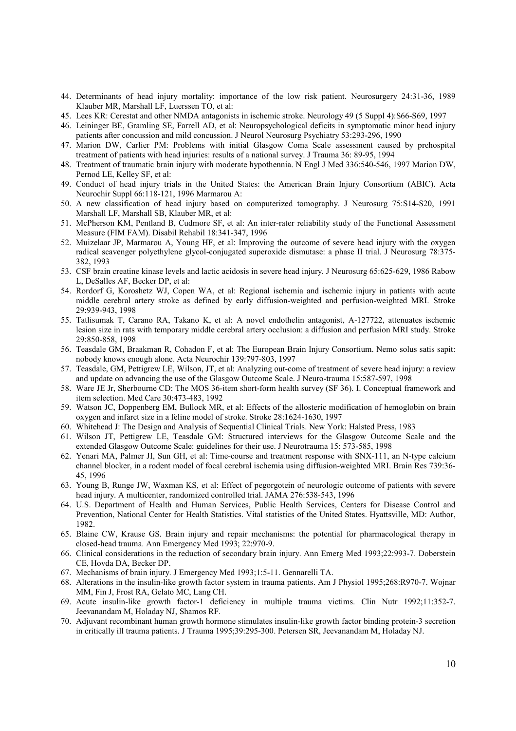44. Determinants of head injury mortality: importance of the low risk patient. Neurosurgery 24:31-36, 1989 Klauber MR, Marshall LF, Luerssen TO, et al:
45. Lees KR: Cerestat and other NMDA antagonists in ischemic stroke. Neurology 49 (5 Suppl 4):S66-S69, 1997
46. Leininger BE, Gramling SE, Farrell AD, et al: Neuropsychological deficits in symptomatic minor head injury patients after concussion and mild concussion. J Neurol Neurosurg Psychiatry 53:293-296, 1990
47. Marion DW, Carlier PM: Problems with initial Glasgow Coma Scale assessment caused by prehospital treatment of patients with head injuries: results of a national survey. J Trauma 36: 89-95, 1994
48. Treatment of traumatic brain injury with moderate hypothennia. N Engl J Med 336:540-546, 1997 Marion DW, Pernod LE, Kelley SF, et al:
49. Conduct of head injury trials in the United States: the American Brain Injury Consortium (ABIC). Acta Neurochir Suppl 66:118-121, 1996 Marmarou A:
50. A new classification of head injury based on computerized tomography. J Neurosurg 75:S14-S20, 1991 Marshall LF, Marshall SB, Klauber MR, et al:
51. McPherson KM, Pentland B, Cudmore SF, et al: An inter-rater reliability study of the Functional Assessment Measure (FIM FAM). Disabil Rehabil 18:341-347, 1996
52. Muizelaar JP, Marmarou A, Young HF, et al: Improving the outcome of severe head injury with the oxygen radical scavenger polyethylene glycol-conjugated superoxide dismutase: a phase II trial. J Neurosurg 78:375-382, 1993
53. CSF brain creatine kinase levels and lactic acidosis in severe head injury. J Neurosurg 65:625-629, 1986 Rabow L, DeSalles AF, Becker DP, et al:
54. Rordorf G, Koroshetz WJ, Copen WA, et al: Regional ischemia and ischemic injury in patients with acute middle cerebral artery stroke as defined by early diffusion-weighted and perfusion-weighted MRI. Stroke 29:939-943, 1998
55. Tatlisumak T, Carano RA, Takano K, et al: A novel endothelin antagonist, A-127722, attenuates ischemic lesion size in rats with temporary middle cerebral artery occlusion: a diffusion and perfusion MRI study. Stroke 29:850-858, 1998
56. Teasdale GM, Braakman R, Cohadon F, et al: The European Brain Injury Consortium. Nemo solus satis sapit: nobody knows enough alone. Acta Neurochir 139:797-803, 1997
57. Teasdale, GM, Pettigrew LE, Wilson, JT, et al: Analyzing out-come of treatment of severe head injury: a review and update on advancing the use of the Glasgow Outcome Scale. J Neuro-trauma 15:587-597, 1998
58. Ware JE Jr, Sherbourne CD: The MOS 36-item short-form health survey (SF 36). I. Conceptual framework and item selection. Med Care 30:473-483, 1992
59. Watson JC, Doppenberg EM, Bullock MR, et al: Effects of the allosteric modification of hemoglobin on brain oxygen and infarct size in a feline model of stroke. Stroke 28:1624-1630, 1997
60. Whitehead J: The Design and Analysis of Sequential Clinical Trials. New York: Halsted Press, 1983
61. Wilson JT, Pettigrew LE, Teasdale GM: Structured interviews for the Glasgow Outcome Scale and the extended Glasgow Outcome Scale: guidelines for their use. J Neurotrauma 15: 573-585, 1998
62. Yenari MA, Palmer JI, Sun GH, et al: Time-course and treatment response with SNX-111, an N-type calcium channel blocker, in a rodent model of focal cerebral ischemia using diffusion-weighted MRI. Brain Res 739:36-45, 1996
63. Young B, Runge JW, Waxman KS, et al: Effect of pegorgotein of neurologic outcome of patients with severe head injury. A multicenter, randomized controlled trial. JAMA 276:538-543, 1996
64. U.S. Department of Health and Human Services, Public Health Services, Centers for Disease Control and Prevention, National Center for Health Statistics. Vital statistics of the United States. Hyattsville, MD: Author, 1982.
65. Blaine CW, Krause GS. Brain injury and repair mechanisms: the potential for pharmacological therapy in closed-head trauma. Ann Emergency Med 1993; 22:970-9.
66. Clinical considerations in the reduction of secondary brain injury. Ann Emerg Med 1993;22:993-7. Doberstein CE, Hovda DA, Becker DP.
67. Mechanisms of brain injury. J Emergency Med 1993;1:5-11. Gennarelli TA.
68. Alterations in the insulin-like growth factor system in trauma patients. Am J Physiol 1995;268:R970-7. Wojnar MM, Fin J, Frost RA, Gelato MC, Lang CH.
69. Acute insulin-like growth factor-1 deficiency in multiple trauma victims. Clin Nutr 1992;11:352-7. Jeevanandam M, Holaday NJ, Shamos RF.
70. Adjuvant recombinant human growth hormone stimulates insulin-like growth factor binding protein-3 secretion in critically ill trauma patients. J Trauma 1995;39:295-300. Petersen SR, Jeevanandam M, Holaday NJ.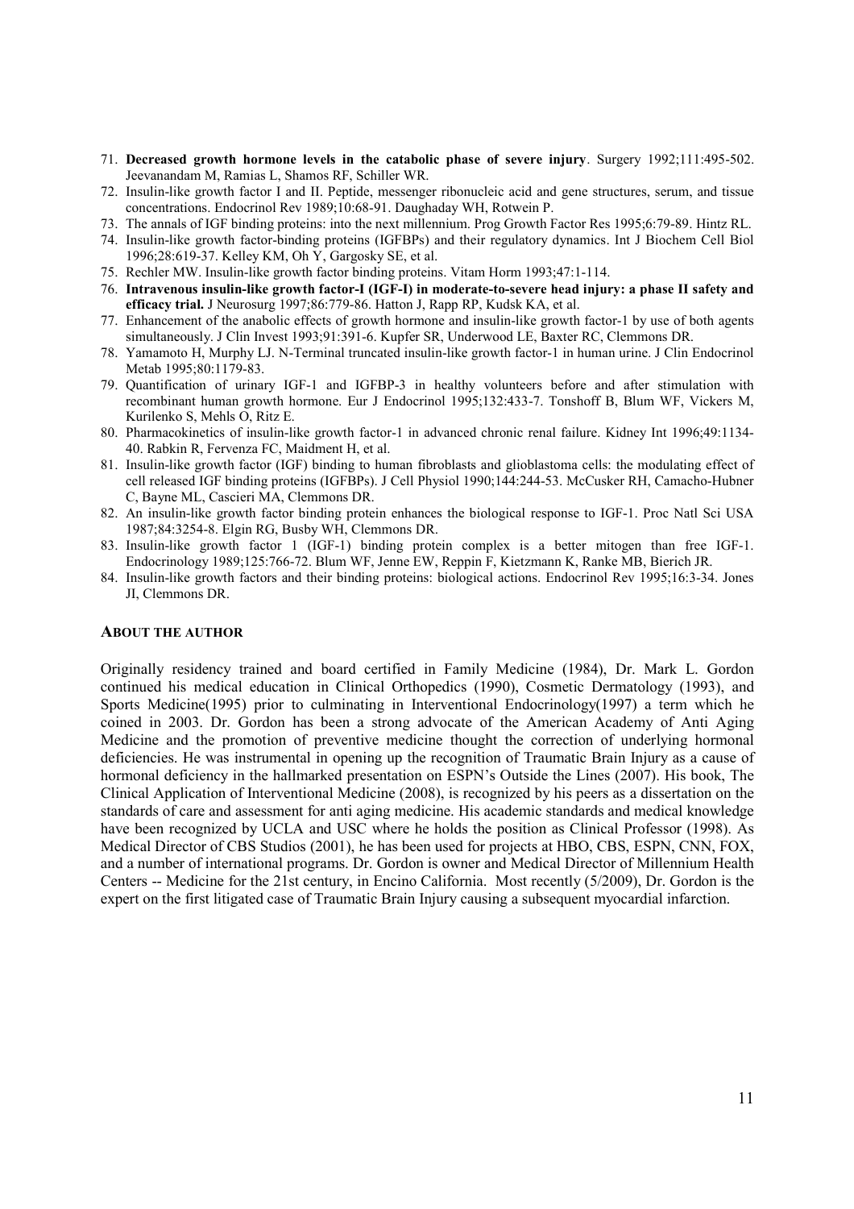71. **Decreased growth hormone levels in the catabolic phase of severe injury**. Surgery 1992;111:495-502. Jeevanandam M, Ramias L, Shamos RF, Schiller WR.
72. Insulin-like growth factor I and II. Peptide, messenger ribonucleic acid and gene structures, serum, and tissue concentrations. Endocrinol Rev 1989;10:68-91. Daughaday WH, Rotwein P.
73. The annals of IGF binding proteins: into the next millennium. Prog Growth Factor Res 1995;6:79-89. Hintz RL.
74. Insulin-like growth factor-binding proteins (IGFBPs) and their regulatory dynamics. Int J Biochem Cell Biol 1996;28:619-37. Kelley KM, Oh Y, Gargosky SE, et al.
75. Rechler MW. Insulin-like growth factor binding proteins. Vitam Horm 1993;47:1-114.
76. **Intravenous insulin-like growth factor-I (IGF-I) in moderate-to-severe head injury: a phase II safety and efficacy trial.** J Neurosurg 1997;86:779-86. Hatton J, Rapp RP, Kudsk KA, et al.
77. Enhancement of the anabolic effects of growth hormone and insulin-like growth factor-1 by use of both agents simultaneously. J Clin Invest 1993;91:391-6. Kupfer SR, Underwood LE, Baxter RC, Clemmons DR.
78. Yamamoto H, Murphy LJ. N-Terminal truncated insulin-like growth factor-1 in human urine. J Clin Endocrinol Metab 1995;80:1179-83.
79. Quantification of urinary IGF-1 and IGFBP-3 in healthy volunteers before and after stimulation with recombinant human growth hormone. Eur J Endocrinol 1995;132:433-7. Tonshoff B, Blum WF, Vickers M, Kurilenko S, Mehls O, Ritz E.
80. Pharmacokinetics of insulin-like growth factor-1 in advanced chronic renal failure. Kidney Int 1996;49:1134-40. Rabkin R, Fervenza FC, Maidment H, et al.
81. Insulin-like growth factor (IGF) binding to human fibroblasts and glioblastoma cells: the modulating effect of cell released IGF binding proteins (IGFBPs). J Cell Physiol 1990;144:244-53. McCusker RH, Camacho-Hubner C, Bayne ML, Cascieri MA, Clemmons DR.
82. An insulin-like growth factor binding protein enhances the biological response to IGF-1. Proc Natl Sci USA 1987;84:3254-8. Elgin RG, Busby WH, Clemmons DR.
83. Insulin-like growth factor 1 (IGF-1) binding protein complex is a better mitogen than free IGF-1. Endocrinology 1989;125:766-72. Blum WF, Jenne EW, Reppin F, Kietzmann K, Ranke MB, Bierich JR.
84. Insulin-like growth factors and their binding proteins: biological actions. Endocrinol Rev 1995;16:3-34. Jones JI, Clemmons DR.

## About the Author

Originally residency trained and board certified in Family Medicine (1984), Dr. Mark L. Gordon continued his medical education in Clinical Orthopedics (1990), Cosmetic Dermatology (1993), and Sports Medicine(1995) prior to culminating in Interventional Endocrinology(1997) a term which he coined in 2003. Dr. Gordon has been a strong advocate of the American Academy of Anti Aging Medicine and the promotion of preventive medicine thought the correction of underlying hormonal deficiencies. He was instrumental in opening up the recognition of Traumatic Brain Injury as a cause of hormonal deficiency in the hallmarked presentation on ESPN's Outside the Lines (2007). His book, The Clinical Application of Interventional Medicine (2008), is recognized by his peers as a dissertation on the standards of care and assessment for anti aging medicine. His academic standards and medical knowledge have been recognized by UCLA and USC where he holds the position as Clinical Professor (1998). As Medical Director of CBS Studios (2001), he has been used for projects at HBO, CBS, ESPN, CNN, FOX, and a number of international programs. Dr. Gordon is owner and Medical Director of Millennium Health Centers -- Medicine for the 21st century, in Encino California. Most recently (5/2009), Dr. Gordon is the expert on the first litigated case of Traumatic Brain Injury causing a subsequent myocardial infarction.